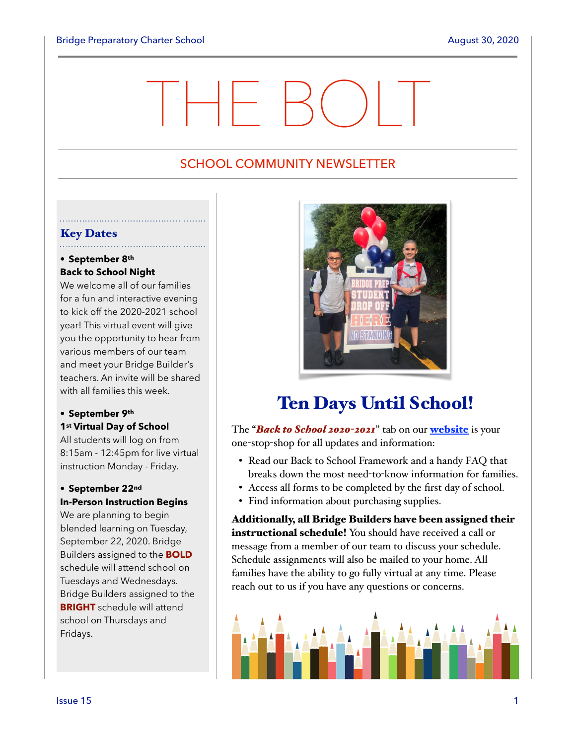# THE BOLT

## SCHOOL COMMUNITY NEWSLETTER

### Key Dates

- **September 8th**
  **Back to School Night**
  We welcome all of our families for a fun and interactive evening to kick off the 2020-2021 school year! This virtual event will give you the opportunity to hear from various members of our team and meet your Bridge Builder's teachers. An invite will be shared with all families this week.

- **September 9th**
  **1st Virtual Day of School**
  All students will log on from 8:15am - 12:45pm for live virtual instruction Monday - Friday.

- **September 22nd**
  **In-Person Instruction Begins**
  We are planning to begin blended learning on Tuesday, September 22, 2020. Bridge Builders assigned to the **BOLD** schedule will attend school on Tuesdays and Wednesdays. Bridge Builders assigned to the **BRIGHT** schedule will attend school on Thursdays and Fridays.

## Ten Days Until School!

The "***Back to School 2020-2021***" tab on our **website** is your one-stop-shop for all updates and information:

- Read our Back to School Framework and a handy FAQ that breaks down the most need-to-know information for families.
- Access all forms to be completed by the first day of school.
- Find information about purchasing supplies.

**Additionally, all Bridge Builders have been assigned their instructional schedule!** You should have received a call or message from a member of our team to discuss your schedule. Schedule assignments will also be mailed to your home. All families have the ability to go fully virtual at any time. Please reach out to us if you have any questions or concerns.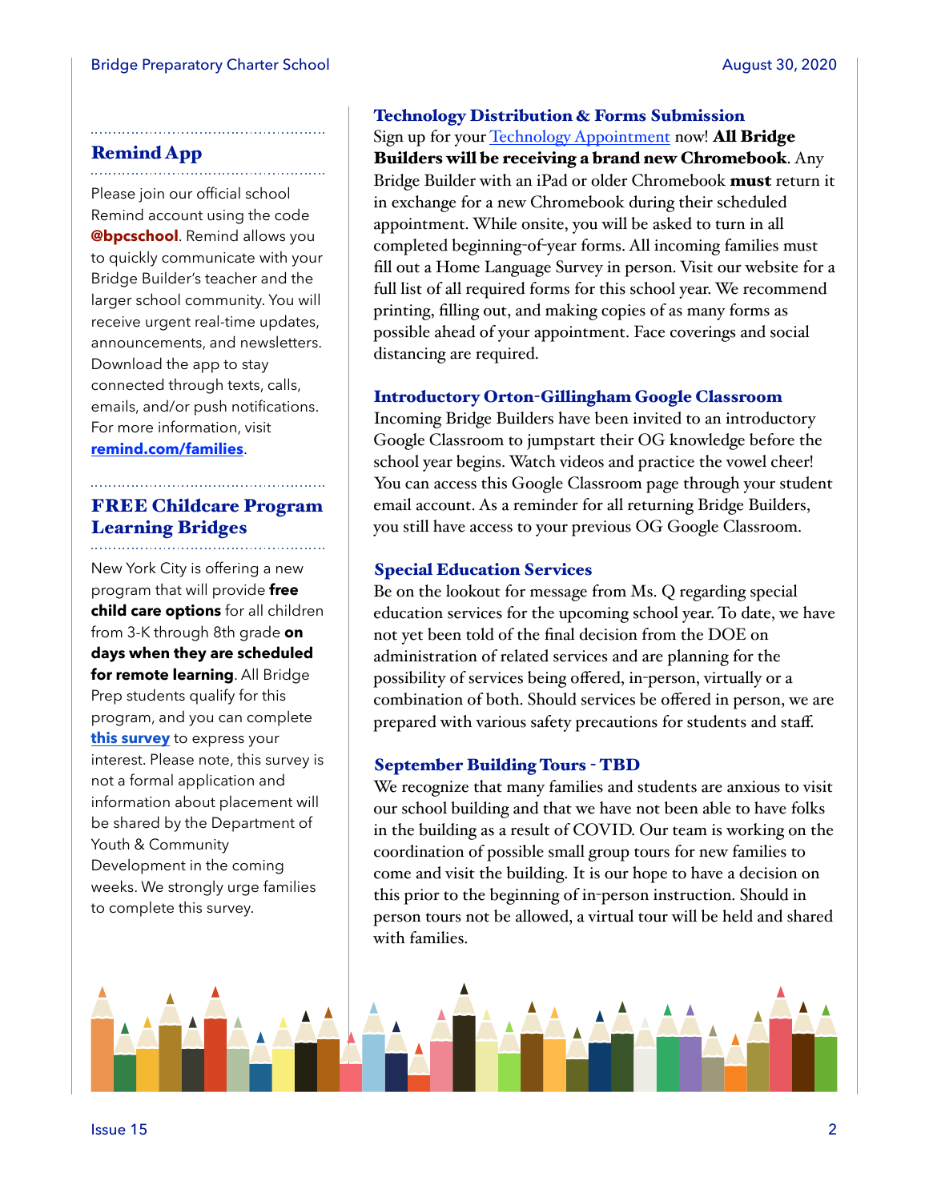## Remind App

Please join our official school Remind account using the code **@bpcschool**. Remind allows you to quickly communicate with your Bridge Builder's teacher and the larger school community. You will receive urgent real-time updates, announcements, and newsletters. Download the app to stay connected through texts, calls, emails, and/or push notifications. For more information, visit **remind.com/families**.

## FREE Childcare Program Learning Bridges

New York City is offering a new program that will provide **free child care options** for all children from 3-K through 8th grade **on days when they are scheduled for remote learning**. All Bridge Prep students qualify for this program, and you can complete **this survey** to express your interest. Please note, this survey is not a formal application and information about placement will be shared by the Department of Youth & Community Development in the coming weeks. We strongly urge families to complete this survey.

## Technology Distribution & Forms Submission

Sign up for your Technology Appointment now! **All Bridge Builders will be receiving a brand new Chromebook**. Any Bridge Builder with an iPad or older Chromebook **must** return it in exchange for a new Chromebook during their scheduled appointment. While onsite, you will be asked to turn in all completed beginning-of-year forms. All incoming families must fill out a Home Language Survey in person. Visit our website for a full list of all required forms for this school year. We recommend printing, filling out, and making copies of as many forms as possible ahead of your appointment. Face coverings and social distancing are required.

## Introductory Orton-Gillingham Google Classroom

Incoming Bridge Builders have been invited to an introductory Google Classroom to jumpstart their OG knowledge before the school year begins. Watch videos and practice the vowel cheer! You can access this Google Classroom page through your student email account. As a reminder for all returning Bridge Builders, you still have access to your previous OG Google Classroom.

## Special Education Services

Be on the lookout for message from Ms. Q regarding special education services for the upcoming school year. To date, we have not yet been told of the final decision from the DOE on administration of related services and are planning for the possibility of services being offered, in-person, virtually or a combination of both. Should services be offered in person, we are prepared with various safety precautions for students and staff.

## September Building Tours - TBD

We recognize that many families and students are anxious to visit our school building and that we have not been able to have folks in the building as a result of COVID. Our team is working on the coordination of possible small group tours for new families to come and visit the building. It is our hope to have a decision on this prior to the beginning of in-person instruction. Should in person tours not be allowed, a virtual tour will be held and shared with families.